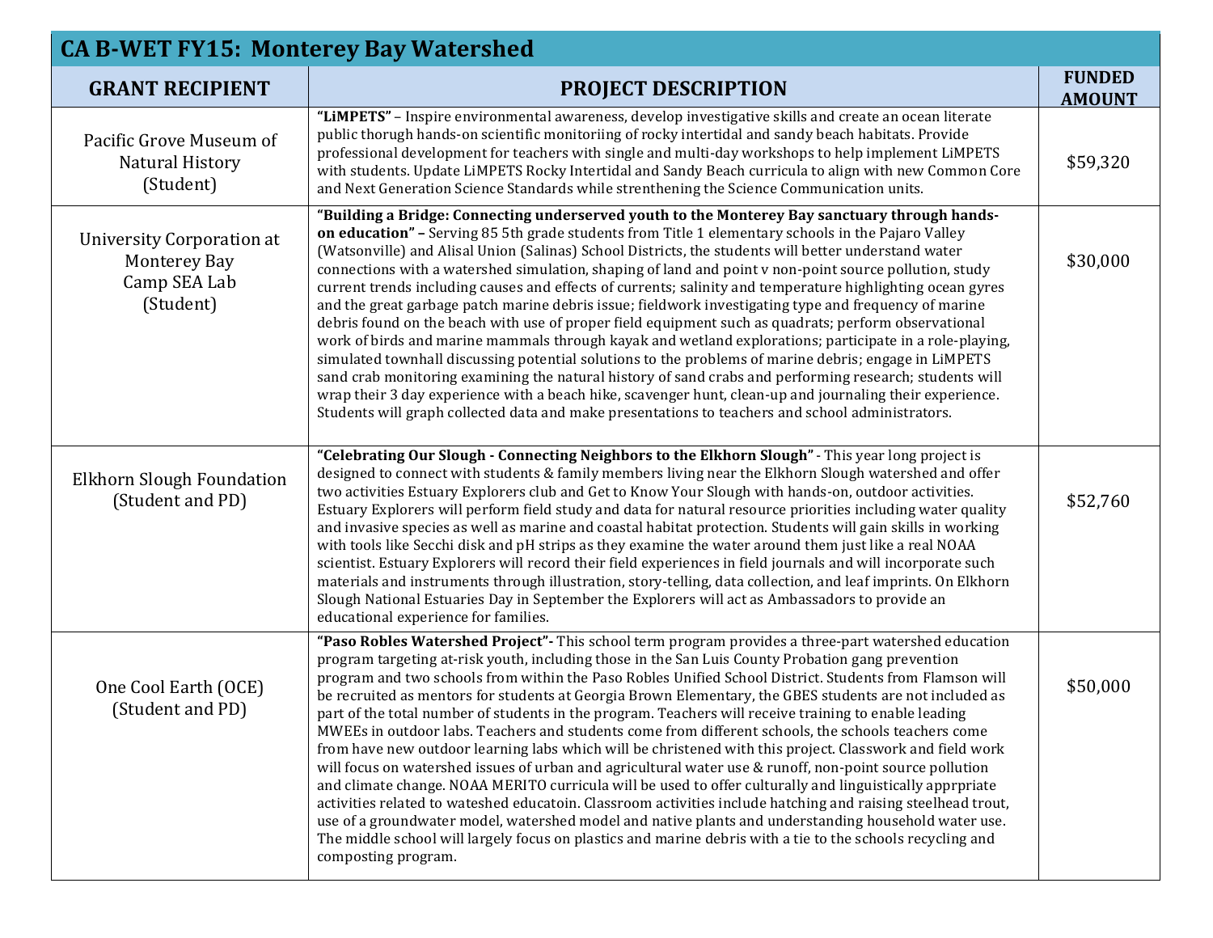## CA B-WET FY15: Monterey Bay Watershed

| GRANT RECIPIENT | PROJECT DESCRIPTION | FUNDED AMOUNT |
|---|---|---|
| Pacific Grove Museum of Natural History (Student) | **"LiMPETS"** – Inspire environmental awareness, develop investigative skills and create an ocean literate public thorugh hands-on scientific monitoriing of rocky intertidal and sandy beach habitats. Provide professional development for teachers with single and multi-day workshops to help implement LiMPETS with students. Update LiMPETS Rocky Intertidal and Sandy Beach curricula to align with new Common Core and Next Generation Science Standards while strenthening the Science Communication units. | $59,320 |
| University Corporation at Monterey Bay Camp SEA Lab (Student) | **"Building a Bridge: Connecting underserved youth to the Monterey Bay sanctuary through hands-on education" –** Serving 85 5th grade students from Title 1 elementary schools in the Pajaro Valley (Watsonville) and Alisal Union (Salinas) School Districts, the students will better understand water connections with a watershed simulation, shaping of land and point v non-point source pollution, study current trends including causes and effects of currents; salinity and temperature highlighting ocean gyres and the great garbage patch marine debris issue; fieldwork investigating type and frequency of marine debris found on the beach with use of proper field equipment such as quadrats; perform observational work of birds and marine mammals through kayak and wetland explorations; participate in a role-playing, simulated townhall discussing potential solutions to the problems of marine debris; engage in LiMPETS sand crab monitoring examining the natural history of sand crabs and performing research; students will wrap their 3 day experience with a beach hike, scavenger hunt, clean-up and journaling their experience. Students will graph collected data and make presentations to teachers and school administrators. | $30,000 |
| Elkhorn Slough Foundation (Student and PD) | **"Celebrating Our Slough - Connecting Neighbors to the Elkhorn Slough"** - This year long project is designed to connect with students & family members living near the Elkhorn Slough watershed and offer two activities Estuary Explorers club and Get to Know Your Slough with hands-on, outdoor activities. Estuary Explorers will perform field study and data for natural resource priorities including water quality and invasive species as well as marine and coastal habitat protection. Students will gain skills in working with tools like Secchi disk and pH strips as they examine the water around them just like a real NOAA scientist. Estuary Explorers will record their field experiences in field journals and will incorporate such materials and instruments through illustration, story-telling, data collection, and leaf imprints. On Elkhorn Slough National Estuaries Day in September the Explorers will act as Ambassadors to provide an educational experience for families. | $52,760 |
| One Cool Earth (OCE) (Student and PD) | **"Paso Robles Watershed Project"-** This school term program provides a three-part watershed education program targeting at-risk youth, including those in the San Luis County Probation gang prevention program and two schools from within the Paso Robles Unified School District. Students from Flamson will be recruited as mentors for students at Georgia Brown Elementary, the GBES students are not included as part of the total number of students in the program. Teachers will receive training to enable leading MWEEs in outdoor labs. Teachers and students come from different schools, the schools teachers come from have new outdoor learning labs which will be christened with this project. Classwork and field work will focus on watershed issues of urban and agricultural water use & runoff, non-point source pollution and climate change. NOAA MERITO curricula will be used to offer culturally and linguistically apprpriate activities related to wateshed educatoin. Classroom activities include hatching and raising steelhead trout, use of a groundwater model, watershed model and native plants and understanding household water use. The middle school will largely focus on plastics and marine debris with a tie to the schools recycling and composting program. | $50,000 |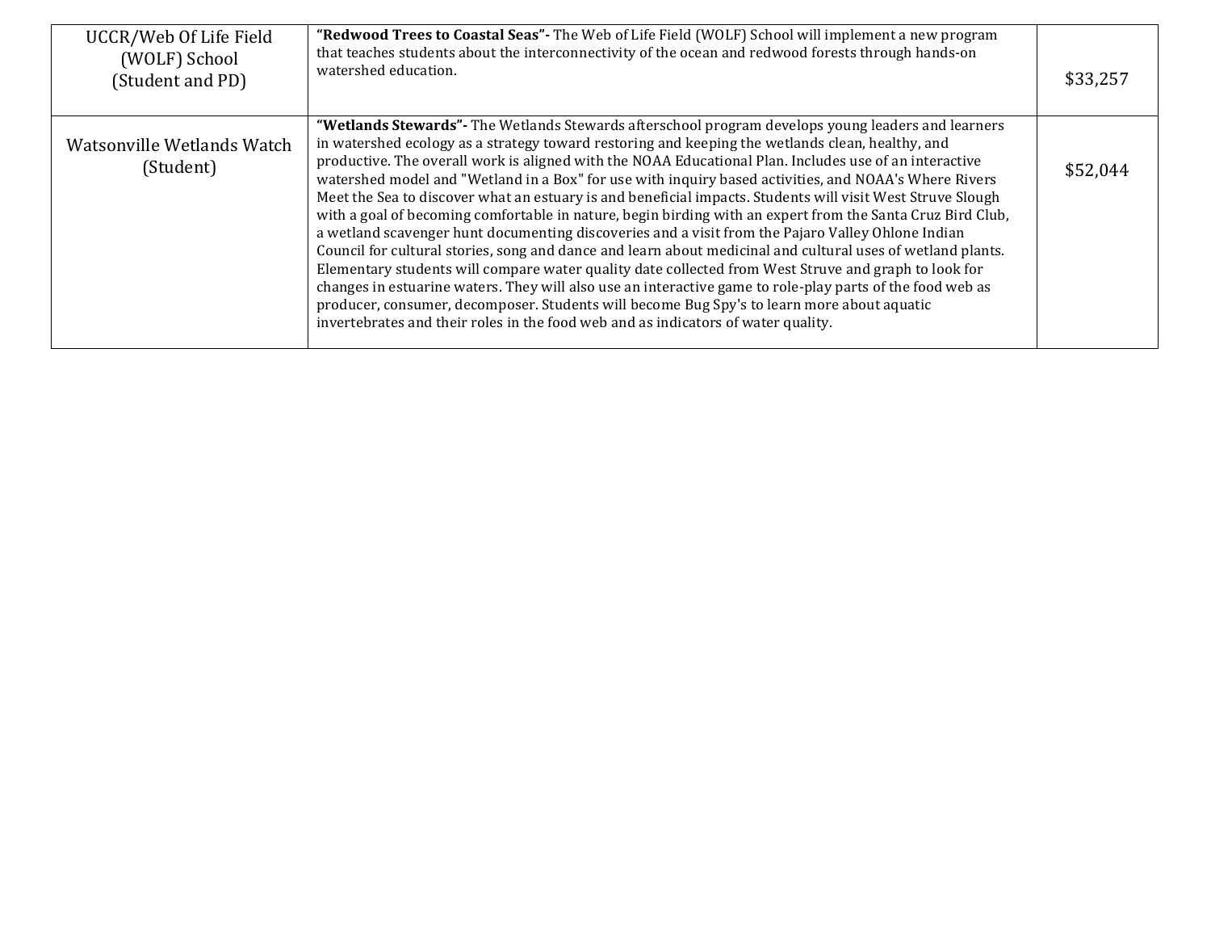| | | |
|---|---|---|
| UCCR/Web Of Life Field (WOLF) School (Student and PD) | **"Redwood Trees to Coastal Seas"-** The Web of Life Field (WOLF) School will implement a new program that teaches students about the interconnectivity of the ocean and redwood forests through hands-on watershed education. | $33,257 |
| Watsonville Wetlands Watch (Student) | **"Wetlands Stewards"-** The Wetlands Stewards afterschool program develops young leaders and learners in watershed ecology as a strategy toward restoring and keeping the wetlands clean, healthy, and productive. The overall work is aligned with the NOAA Educational Plan. Includes use of an interactive watershed model and "Wetland in a Box" for use with inquiry based activities, and NOAA's Where Rivers Meet the Sea to discover what an estuary is and beneficial impacts. Students will visit West Struve Slough with a goal of becoming comfortable in nature, begin birding with an expert from the Santa Cruz Bird Club, a wetland scavenger hunt documenting discoveries and a visit from the Pajaro Valley Ohlone Indian Council for cultural stories, song and dance and learn about medicinal and cultural uses of wetland plants. Elementary students will compare water quality date collected from West Struve and graph to look for changes in estuarine waters. They will also use an interactive game to role-play parts of the food web as producer, consumer, decomposer. Students will become Bug Spy's to learn more about aquatic invertebrates and their roles in the food web and as indicators of water quality. | $52,044 |